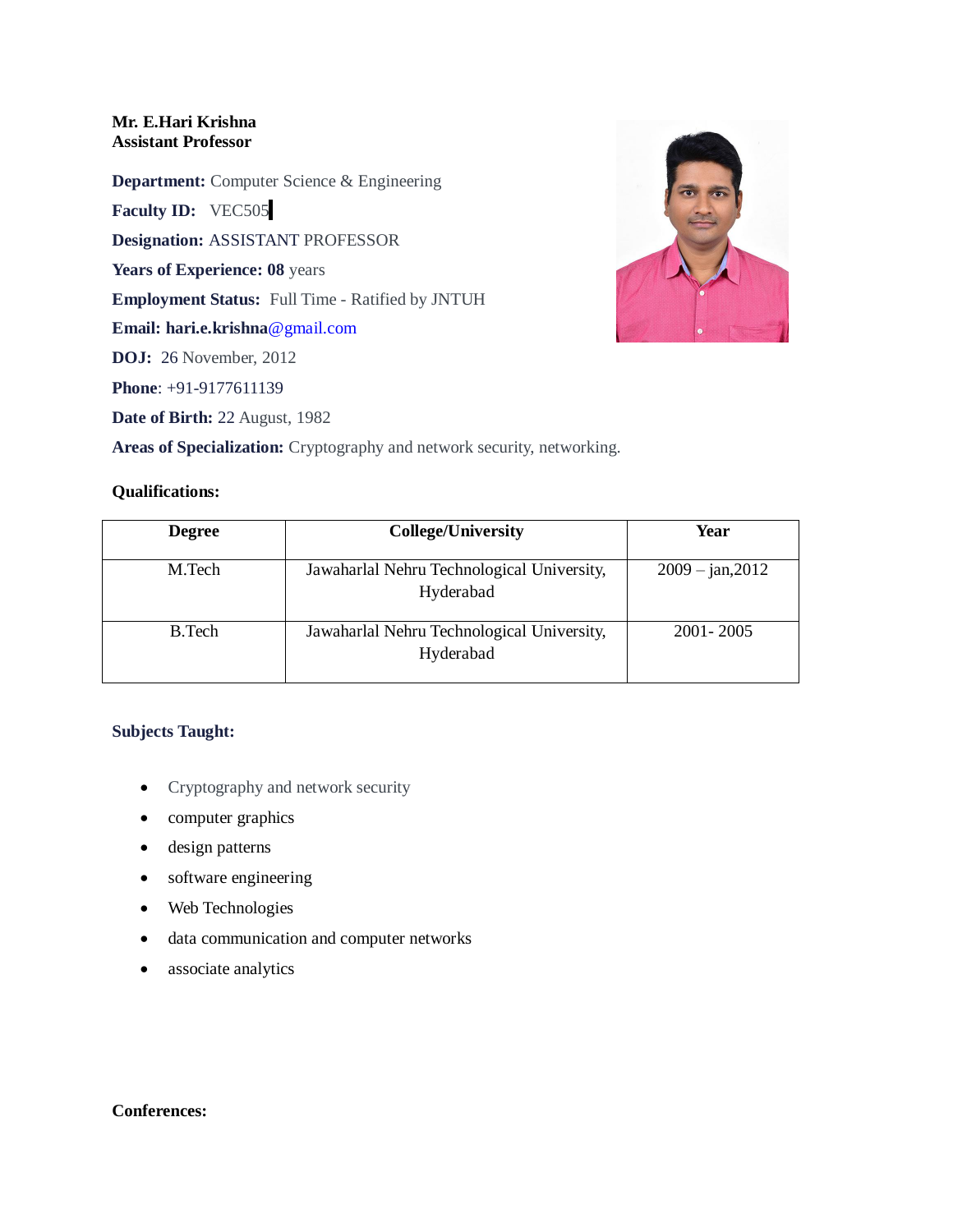**Mr. E.Hari Krishna**
**Assistant Professor**

**Department:** Computer Science & Engineering

**Faculty ID:** VEC505

**Designation:** ASSISTANT PROFESSOR

**Years of Experience: 08** years

**Employment Status:** Full Time - Ratified by JNTUH

**Email: hari.e.krishna**@gmail.com

**DOJ:** 26 November, 2012

**Phone**: +91-9177611139

**Date of Birth:** 22 August, 1982

**Areas of Specialization:** Cryptography and network security, networking.

**Qualifications:**

| Degree | College/University | Year |
| --- | --- | --- |
| M.Tech | Jawaharlal Nehru Technological University, Hyderabad | 2009 – jan,2012 |
| B.Tech | Jawaharlal Nehru Technological University, Hyderabad | 2001- 2005 |

**Subjects Taught:**

- Cryptography and network security
- computer graphics
- design patterns
- software engineering
- Web Technologies
- data communication and computer networks
- associate analytics

**Conferences:**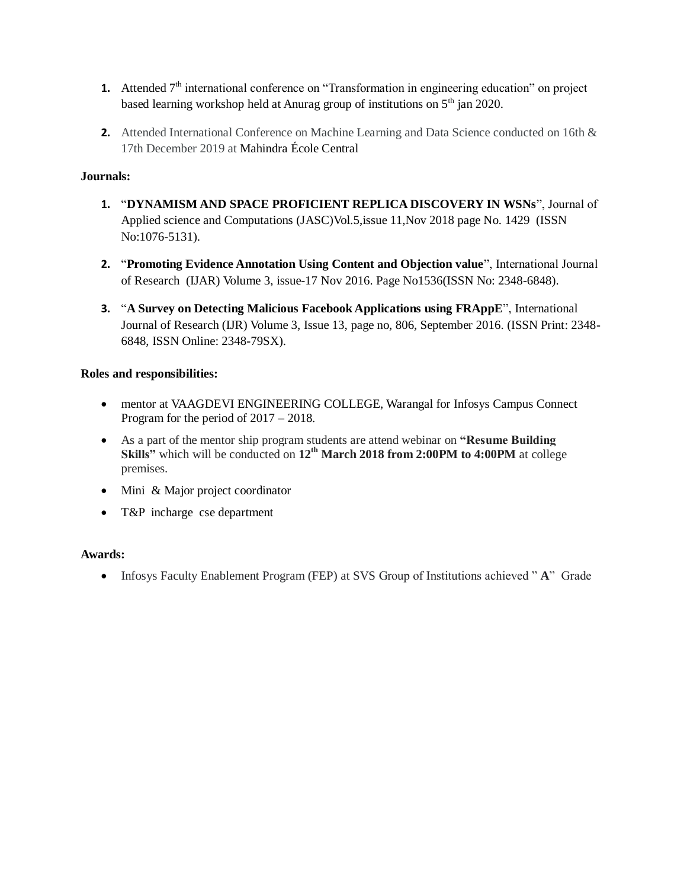1. Attended 7th international conference on "Transformation in engineering education" on project based learning workshop held at Anurag group of institutions on 5th jan 2020.

2. Attended International Conference on Machine Learning and Data Science conducted on 16th & 17th December 2019 at Mahindra École Central

**Journals:**

1. "**DYNAMISM AND SPACE PROFICIENT REPLICA DISCOVERY IN WSNs**", Journal of Applied science and Computations (JASC)Vol.5,issue 11,Nov 2018 page No. 1429 (ISSN No:1076-5131).

2. "**Promoting Evidence Annotation Using Content and Objection value**", International Journal of Research (IJAR) Volume 3, issue-17 Nov 2016. Page No1536(ISSN No: 2348-6848).

3. "**A Survey on Detecting Malicious Facebook Applications using FRAppE**", International Journal of Research (IJR) Volume 3, Issue 13, page no, 806, September 2016. (ISSN Print: 2348-6848, ISSN Online: 2348-79SX).

**Roles and responsibilities:**

- mentor at VAAGDEVI ENGINEERING COLLEGE, Warangal for Infosys Campus Connect Program for the period of 2017 – 2018.
- As a part of the mentor ship program students are attend webinar on **"Resume Building Skills"** which will be conducted on **12th March 2018 from 2:00PM to 4:00PM** at college premises.
- Mini & Major project coordinator
- T&P incharge cse department

**Awards:**

- Infosys Faculty Enablement Program (FEP) at SVS Group of Institutions achieved " **A**" Grade